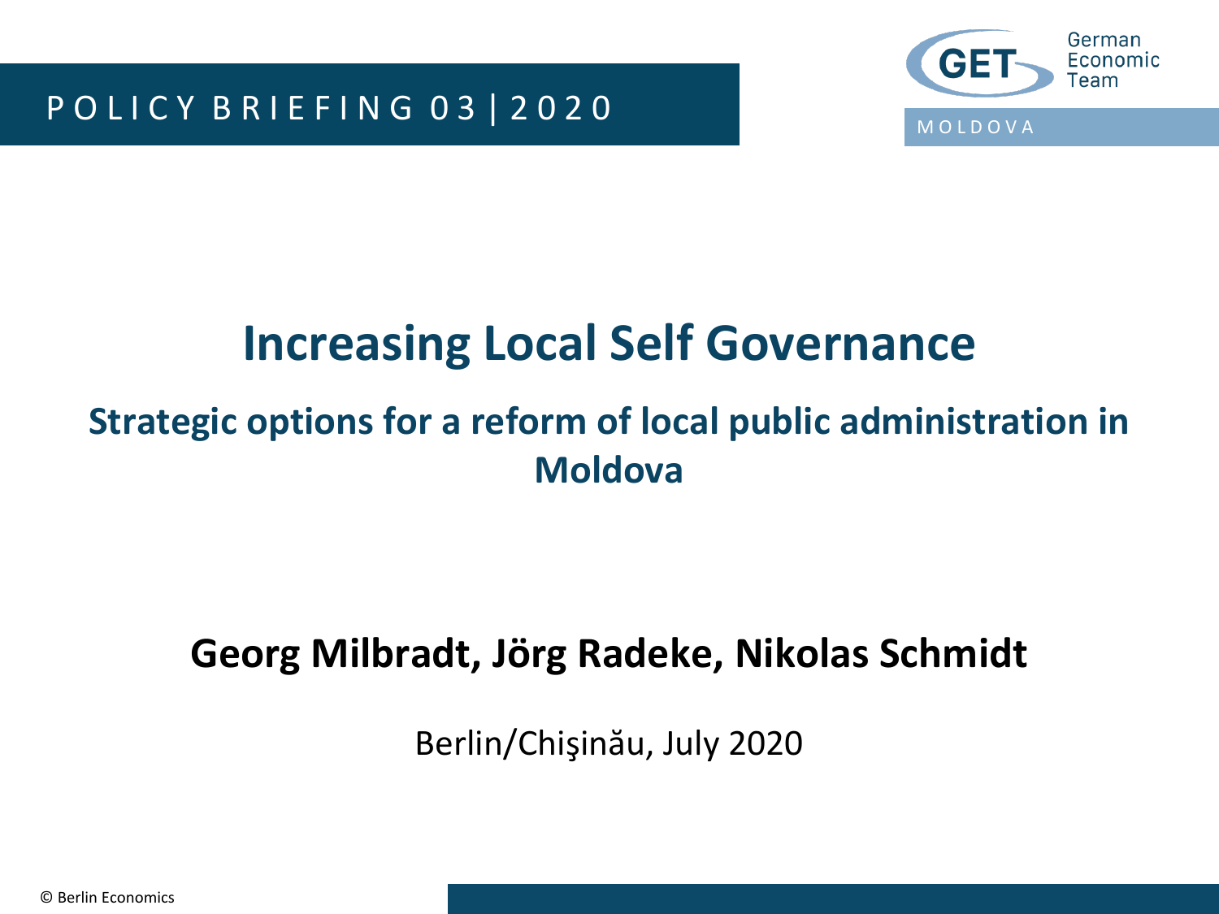POLICY BRIEFING 03 | 2020

German Economic Team

MOLDOVA

# Increasing Local Self Governance

## Strategic options for a reform of local public administration in Moldova

**Georg Milbradt, Jörg Radeke, Nikolas Schmidt**

Berlin/Chişinău, July 2020

© Berlin Economics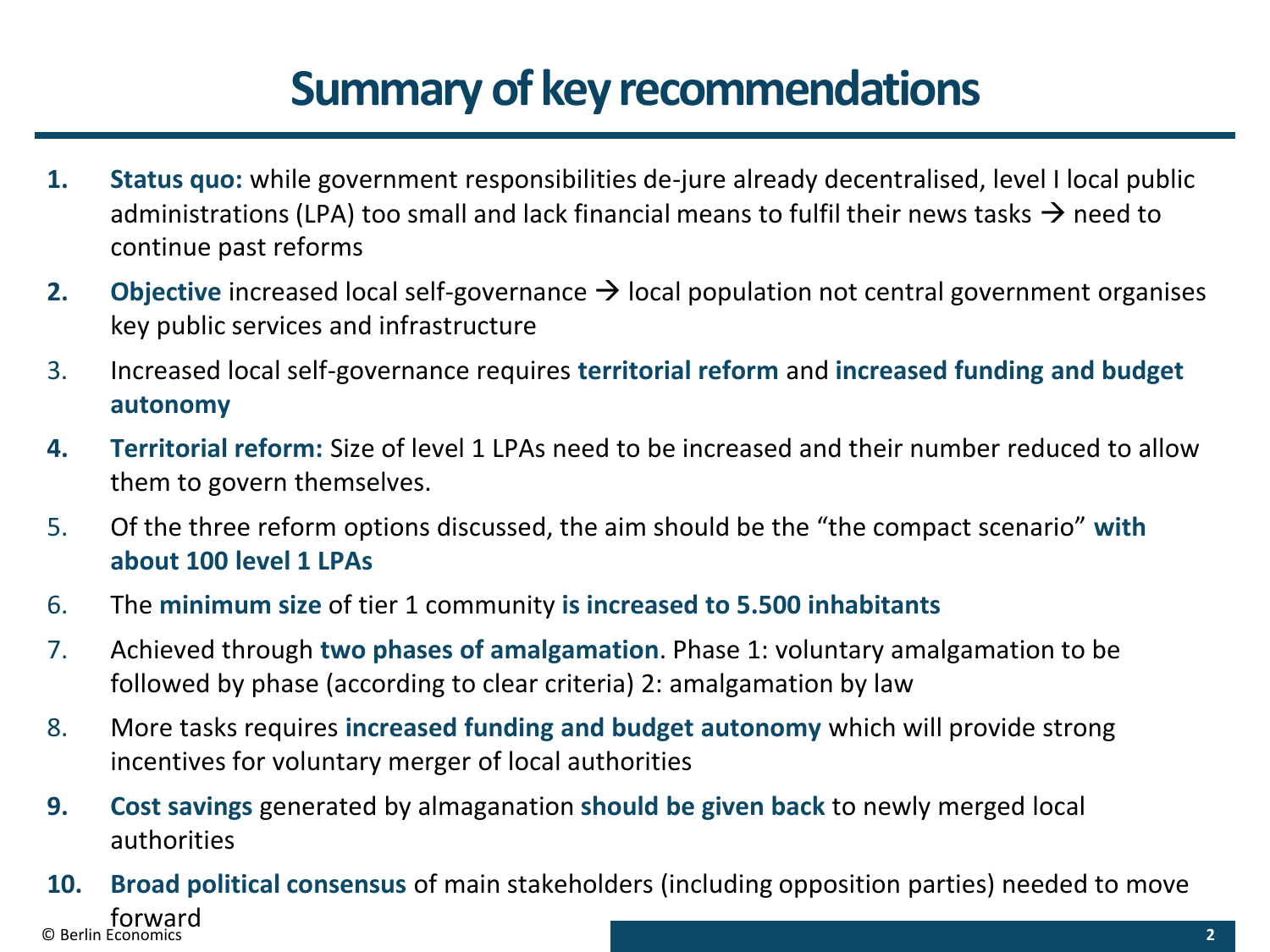# Summary of key recommendations

1. **Status quo:** while government responsibilities de-jure already decentralised, level I local public administrations (LPA) too small and lack financial means to fulfil their news tasks → need to continue past reforms
2. **Objective** increased local self-governance → local population not central government organises key public services and infrastructure
3. Increased local self-governance requires **territorial reform** and **increased funding and budget autonomy**
4. **Territorial reform:** Size of level 1 LPAs need to be increased and their number reduced to allow them to govern themselves.
5. Of the three reform options discussed, the aim should be the "the compact scenario" **with about 100 level 1 LPAs**
6. The **minimum size** of tier 1 community **is increased to 5.500 inhabitants**
7. Achieved through **two phases of amalgamation**. Phase 1: voluntary amalgamation to be followed by phase (according to clear criteria) 2: amalgamation by law
8. More tasks requires **increased funding and budget autonomy** which will provide strong incentives for voluntary merger of local authorities
9. **Cost savings** generated by almaganation **should be given back** to newly merged local authorities
10. **Broad political consensus** of main stakeholders (including opposition parties) needed to move forward

© Berlin Economics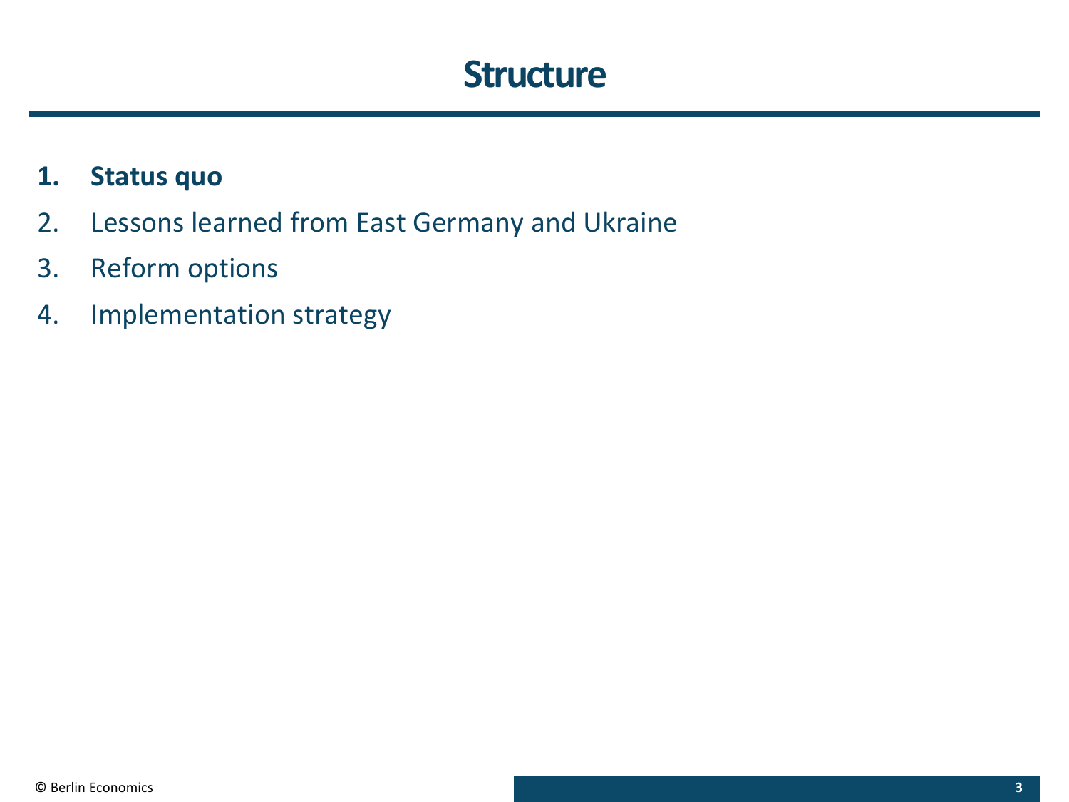# Structure

1. **Status quo**
2. Lessons learned from East Germany and Ukraine
3. Reform options
4. Implementation strategy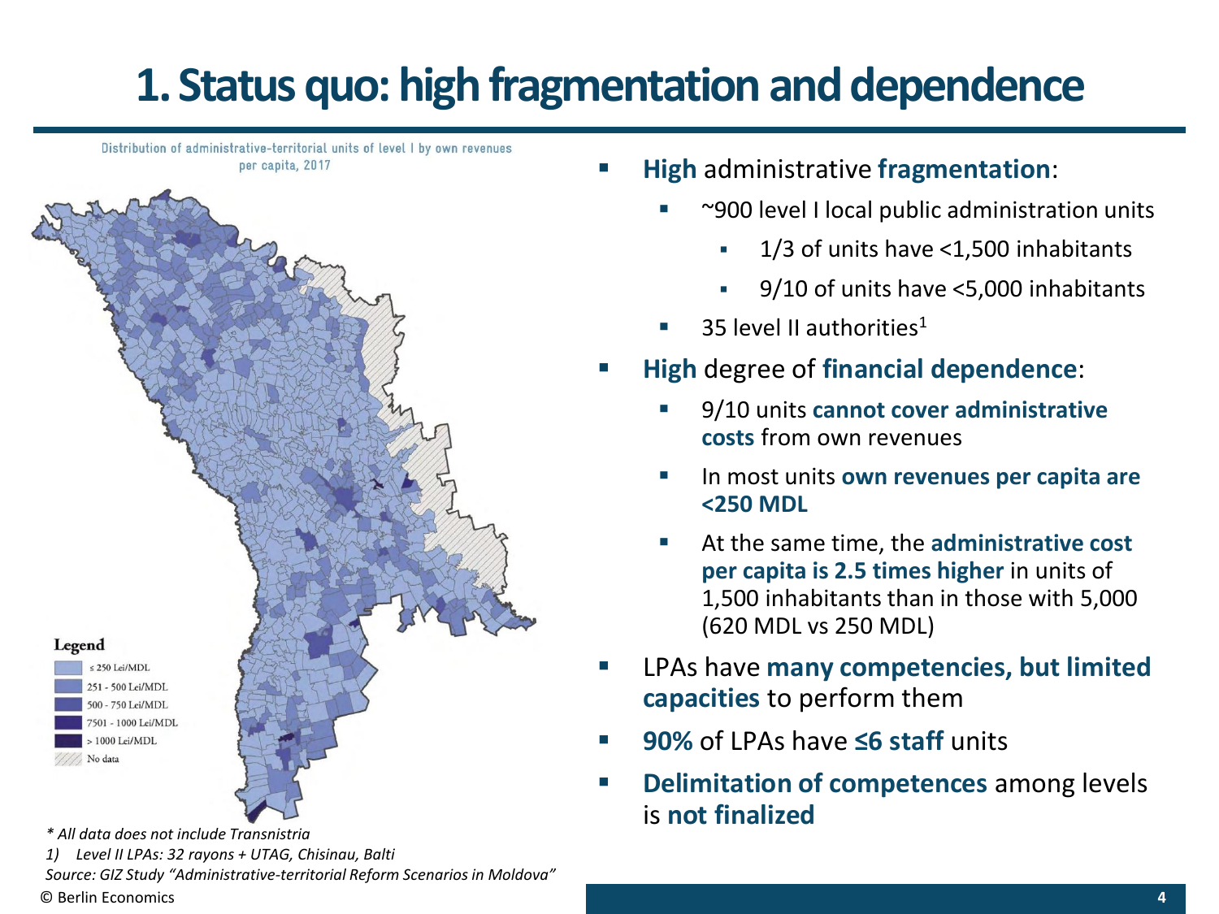# 1. Status quo: high fragmentation and dependence

Distribution of administrative-territorial units of level I by own revenues per capita, 2017

Legend
- ≤ 250 Lei/MDL
- 251 - 500 Lei/MDL
- 500 - 750 Lei/MDL
- 7501 - 1000 Lei/MDL
- > 1000 Lei/MDL
- No data

*\* All data does not include Transnistria*

*1) Level II LPAs: 32 rayons + UTAG, Chisinau, Balti*

*Source: GIZ Study "Administrative-territorial Reform Scenarios in Moldova"*

- **High** administrative **fragmentation**:
  - ~900 level I local public administration units
    - 1/3 of units have <1,500 inhabitants
    - 9/10 of units have <5,000 inhabitants
  - 35 level II authorities[1]
- **High** degree of **financial dependence**:
  - 9/10 units **cannot cover administrative costs** from own revenues
  - In most units **own revenues per capita are <250 MDL**
  - At the same time, the **administrative cost per capita is 2.5 times higher** in units of 1,500 inhabitants than in those with 5,000 (620 MDL vs 250 MDL)
- LPAs have **many competencies, but limited capacities** to perform them
- **90%** of LPAs have **≤6 staff** units
- **Delimitation of competences** among levels is **not finalized**

© Berlin Economics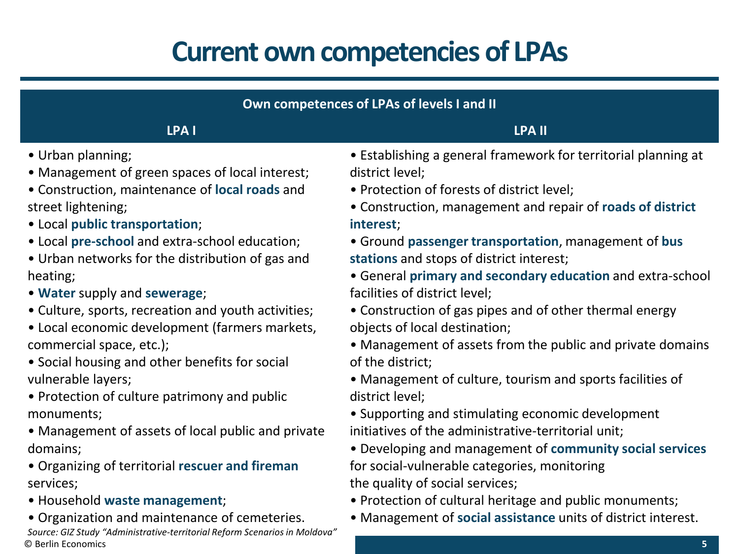# Current own competencies of LPAs

| Own competences of LPAs of levels I and II | |
|---|---|
| **LPA I** | **LPA II** |
| • Urban planning;<br>• Management of green spaces of local interest;<br>• Construction, maintenance of **local roads** and street lightening;<br>• Local **public transportation**;<br>• Local **pre-school** and extra-school education;<br>• Urban networks for the distribution of gas and heating;<br>• **Water** supply and **sewerage**;<br>• Culture, sports, recreation and youth activities;<br>• Local economic development (farmers markets, commercial space, etc.);<br>• Social housing and other benefits for social vulnerable layers;<br>• Protection of culture patrimony and public monuments;<br>• Management of assets of local public and private domains;<br>• Organizing of territorial **rescuer and fireman** services;<br>• Household **waste management**;<br>• Organization and maintenance of cemeteries. | • Establishing a general framework for territorial planning at district level;<br>• Protection of forests of district level;<br>• Construction, management and repair of **roads of district interest**;<br>• Ground **passenger transportation**, management of **bus stations** and stops of district interest;<br>• General **primary and secondary education** and extra-school facilities of district level;<br>• Construction of gas pipes and of other thermal energy objects of local destination;<br>• Management of assets from the public and private domains of the district;<br>• Management of culture, tourism and sports facilities of district level;<br>• Supporting and stimulating economic development initiatives of the administrative-territorial unit;<br>• Developing and management of **community social services** for social-vulnerable categories, monitoring the quality of social services;<br>• Protection of cultural heritage and public monuments;<br>• Management of **social assistance** units of district interest. |

*Source: GIZ Study "Administrative-territorial Reform Scenarios in Moldova"*

© Berlin Economics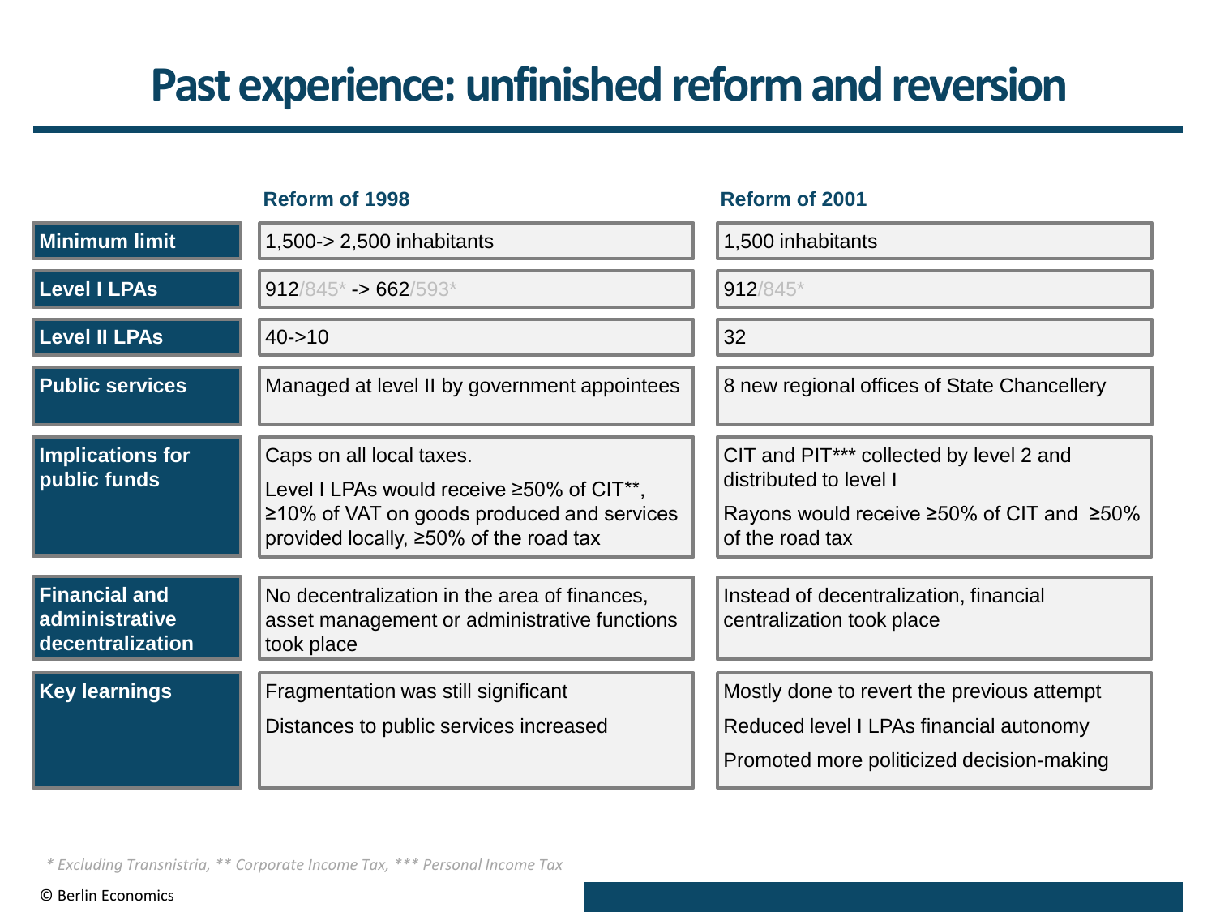# Past experience: unfinished reform and reversion

| | Reform of 1998 | Reform of 2001 |
|---|---|---|
| **Minimum limit** | 1,500-> 2,500 inhabitants | 1,500 inhabitants |
| **Level I LPAs** | 912/845* -> 662/593* | 912/845* |
| **Level II LPAs** | 40->10 | 32 |
| **Public services** | Managed at level II by government appointees | 8 new regional offices of State Chancellery |
| **Implications for public funds** | Caps on all local taxes.<br>Level I LPAs would receive ≥50% of CIT**, ≥10% of VAT on goods produced and services provided locally, ≥50% of the road tax | CIT and PIT*** collected by level 2 and distributed to level I<br>Rayons would receive ≥50% of CIT and ≥50% of the road tax |
| **Financial and administrative decentralization** | No decentralization in the area of finances, asset management or administrative functions took place | Instead of decentralization, financial centralization took place |
| **Key learnings** | Fragmentation was still significant<br>Distances to public services increased | Mostly done to revert the previous attempt<br>Reduced level I LPAs financial autonomy<br>Promoted more politicized decision-making |

*\* Excluding Transnistria, \*\* Corporate Income Tax, \*\*\* Personal Income Tax*

© Berlin Economics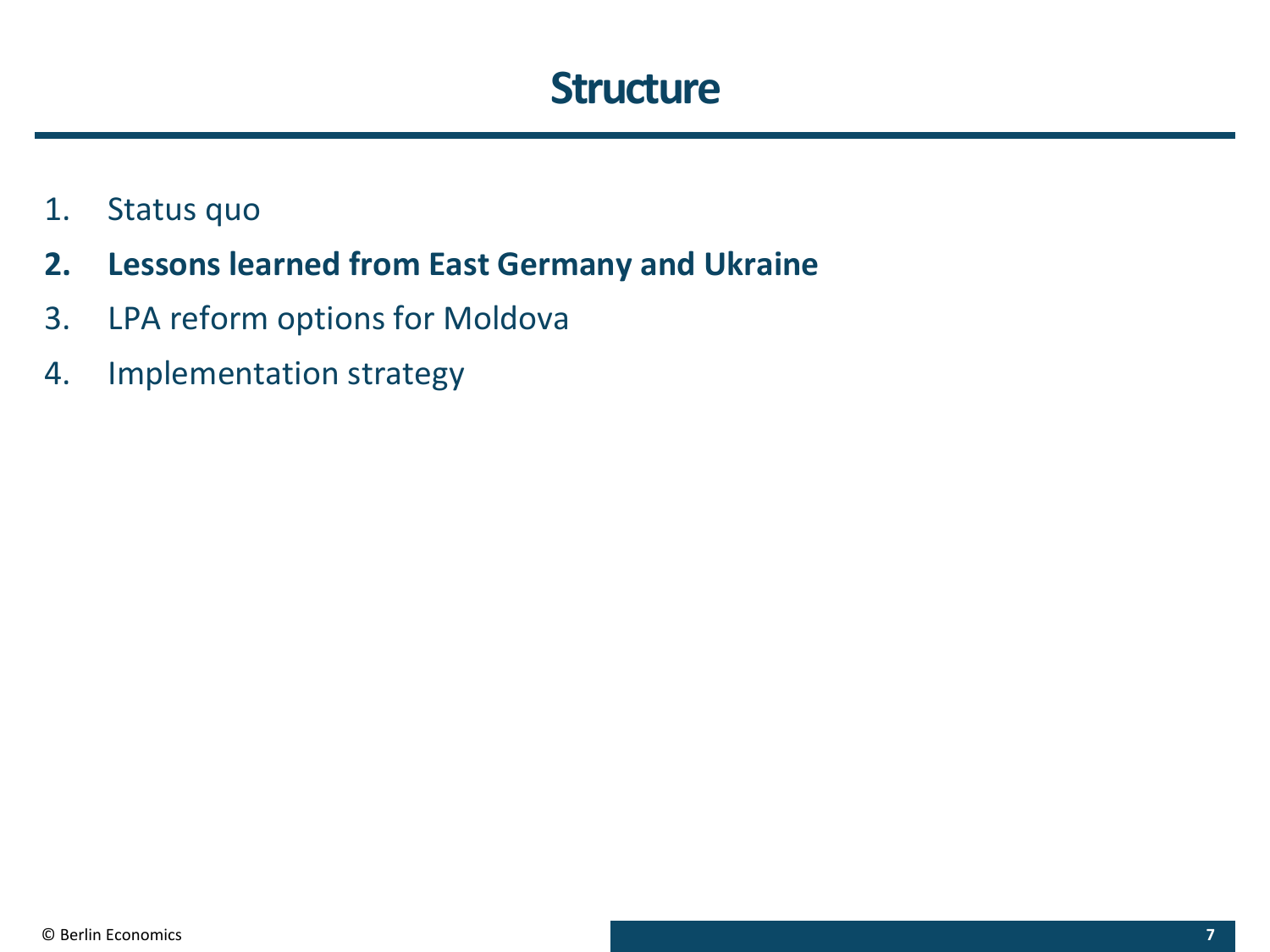# Structure

1. Status quo
2. **Lessons learned from East Germany and Ukraine**
3. LPA reform options for Moldova
4. Implementation strategy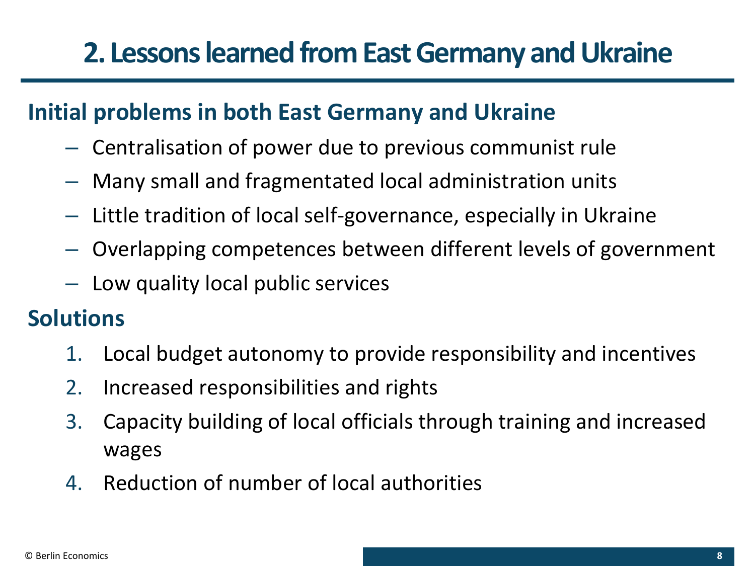# 2. Lessons learned from East Germany and Ukraine

## Initial problems in both East Germany and Ukraine

- Centralisation of power due to previous communist rule
- Many small and fragmentated local administration units
- Little tradition of local self-governance, especially in Ukraine
- Overlapping competences between different levels of government
- Low quality local public services

## Solutions

1. Local budget autonomy to provide responsibility and incentives
2. Increased responsibilities and rights
3. Capacity building of local officials through training and increased wages
4. Reduction of number of local authorities

© Berlin Economics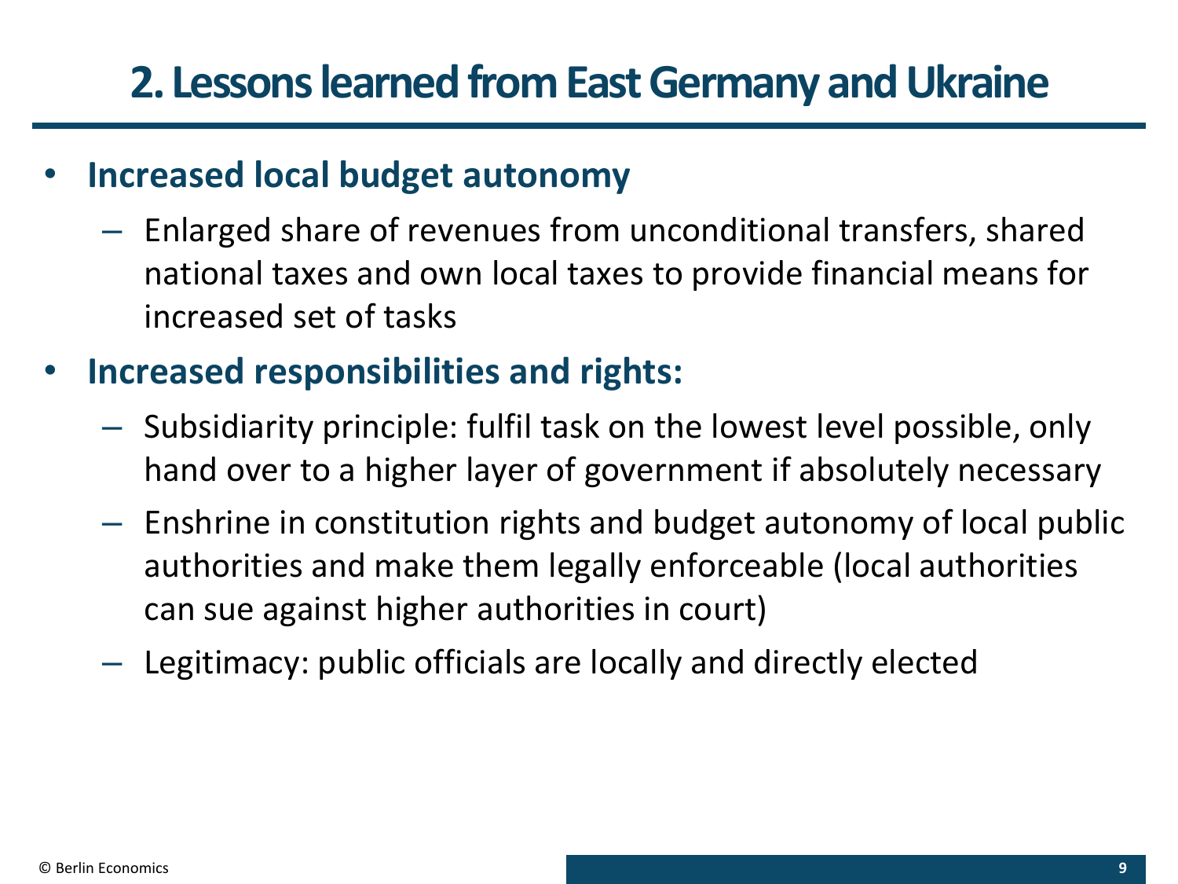# 2. Lessons learned from East Germany and Ukraine

- **Increased local budget autonomy**
  - Enlarged share of revenues from unconditional transfers, shared national taxes and own local taxes to provide financial means for increased set of tasks
- **Increased responsibilities and rights:**
  - Subsidiarity principle: fulfil task on the lowest level possible, only hand over to a higher layer of government if absolutely necessary
  - Enshrine in constitution rights and budget autonomy of local public authorities and make them legally enforceable (local authorities can sue against higher authorities in court)
  - Legitimacy: public officials are locally and directly elected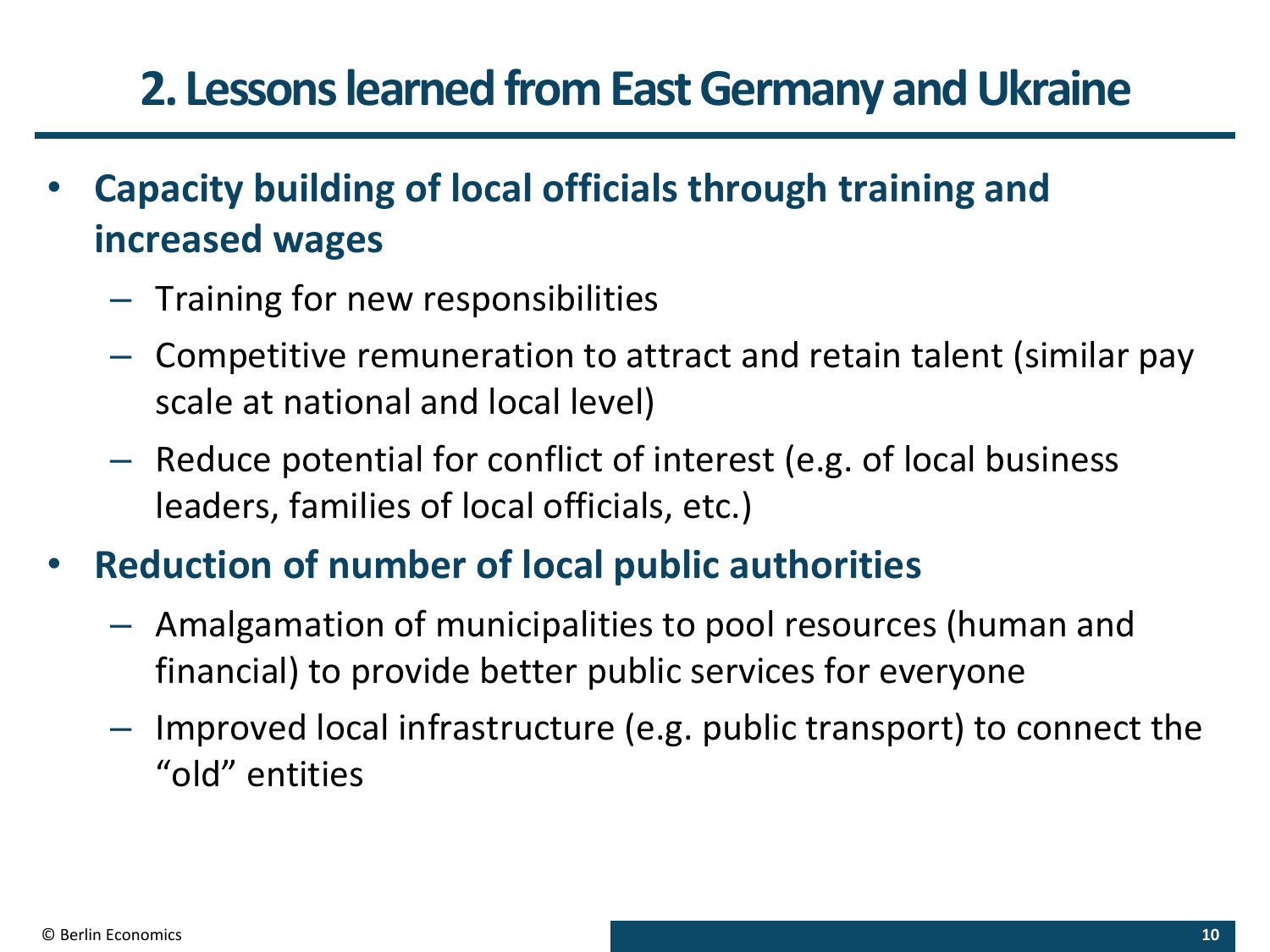# 2. Lessons learned from East Germany and Ukraine

- **Capacity building of local officials through training and increased wages**
  - Training for new responsibilities
  - Competitive remuneration to attract and retain talent (similar pay scale at national and local level)
  - Reduce potential for conflict of interest (e.g. of local business leaders, families of local officials, etc.)
- **Reduction of number of local public authorities**
  - Amalgamation of municipalities to pool resources (human and financial) to provide better public services for everyone
  - Improved local infrastructure (e.g. public transport) to connect the "old" entities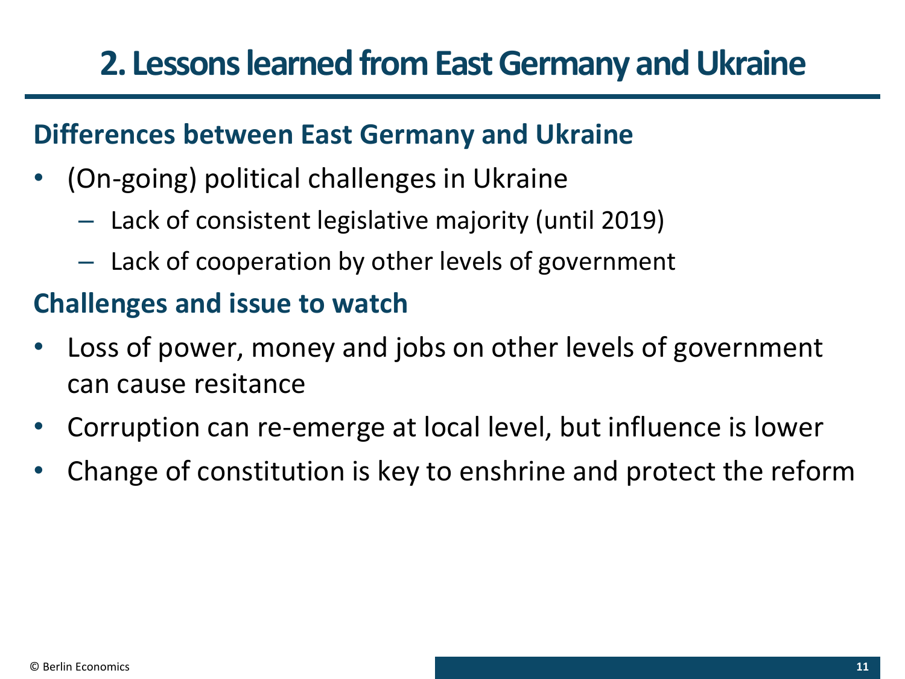# 2. Lessons learned from East Germany and Ukraine

## Differences between East Germany and Ukraine

- (On-going) political challenges in Ukraine
  - Lack of consistent legislative majority (until 2019)
  - Lack of cooperation by other levels of government

## Challenges and issue to watch

- Loss of power, money and jobs on other levels of government can cause resitance
- Corruption can re-emerge at local level, but influence is lower
- Change of constitution is key to enshrine and protect the reform

© Berlin Economics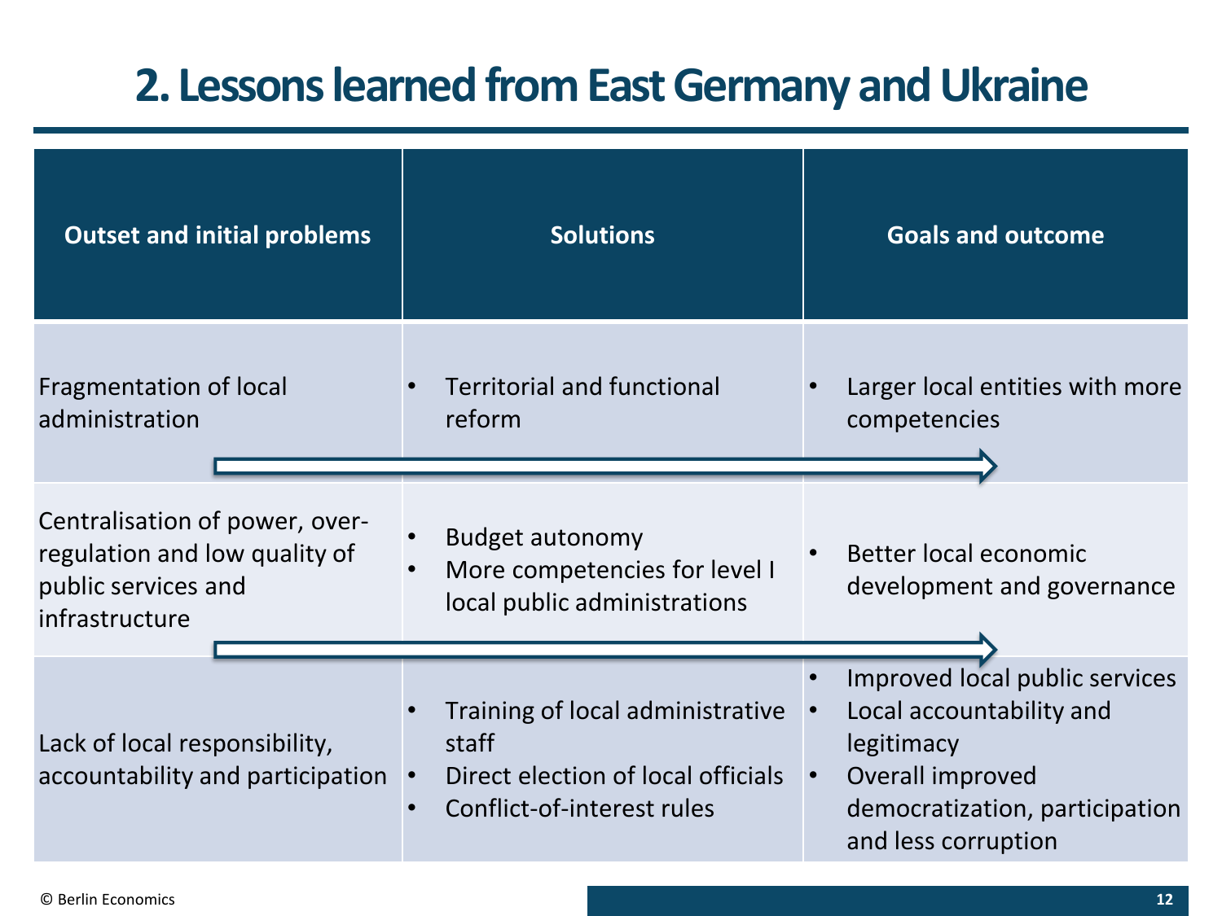# 2. Lessons learned from East Germany and Ukraine

| Outset and initial problems | Solutions | Goals and outcome |
| --- | --- | --- |
| Fragmentation of local administration | • Territorial and functional reform | • Larger local entities with more competencies |
| Centralisation of power, over-regulation and low quality of public services and infrastructure | • Budget autonomy<br>• More competencies for level I local public administrations | • Better local economic development and governance |
| Lack of local responsibility, accountability and participation | • Training of local administrative staff<br>• Direct election of local officials<br>• Conflict-of-interest rules | • Improved local public services<br>• Local accountability and legitimacy<br>• Overall improved democratization, participation and less corruption |

© Berlin Economics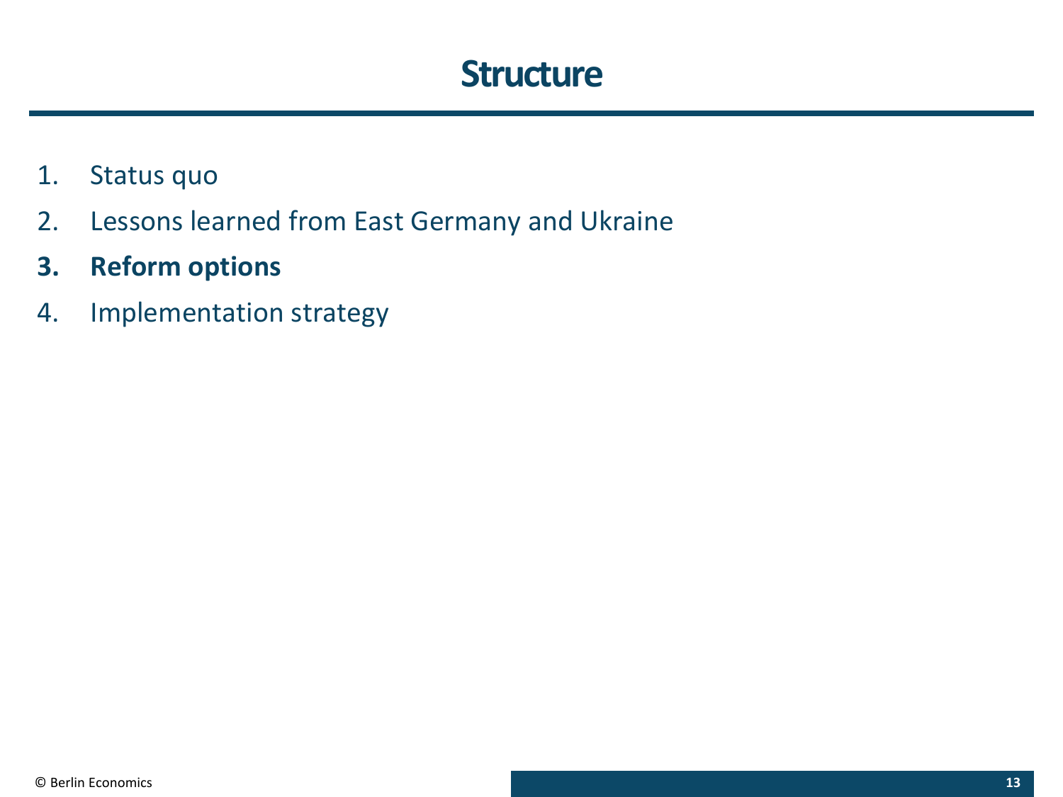# Structure

1. Status quo
2. Lessons learned from East Germany and Ukraine
3. **Reform options**
4. Implementation strategy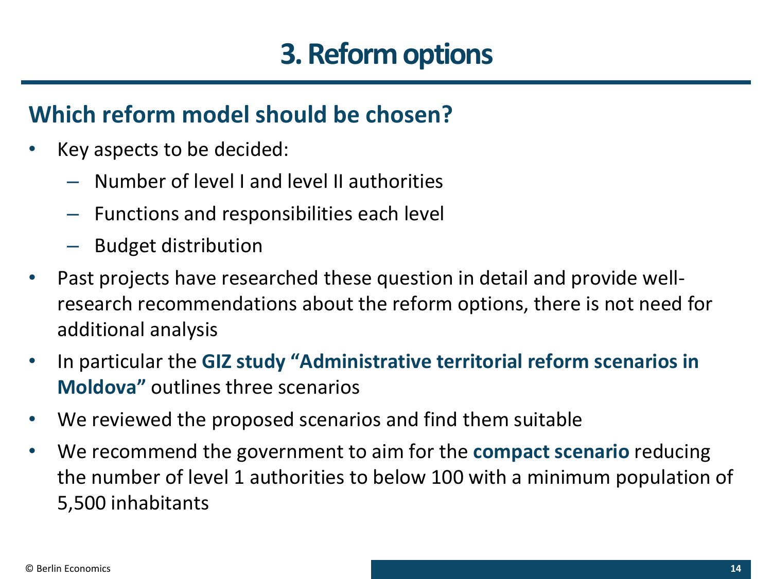# 3. Reform options

## Which reform model should be chosen?

- Key aspects to be decided:
  - Number of level I and level II authorities
  - Functions and responsibilities each level
  - Budget distribution
- Past projects have researched these question in detail and provide well-research recommendations about the reform options, there is not need for additional analysis
- In particular the **GIZ study "Administrative territorial reform scenarios in Moldova"** outlines three scenarios
- We reviewed the proposed scenarios and find them suitable
- We recommend the government to aim for the **compact scenario** reducing the number of level 1 authorities to below 100 with a minimum population of 5,500 inhabitants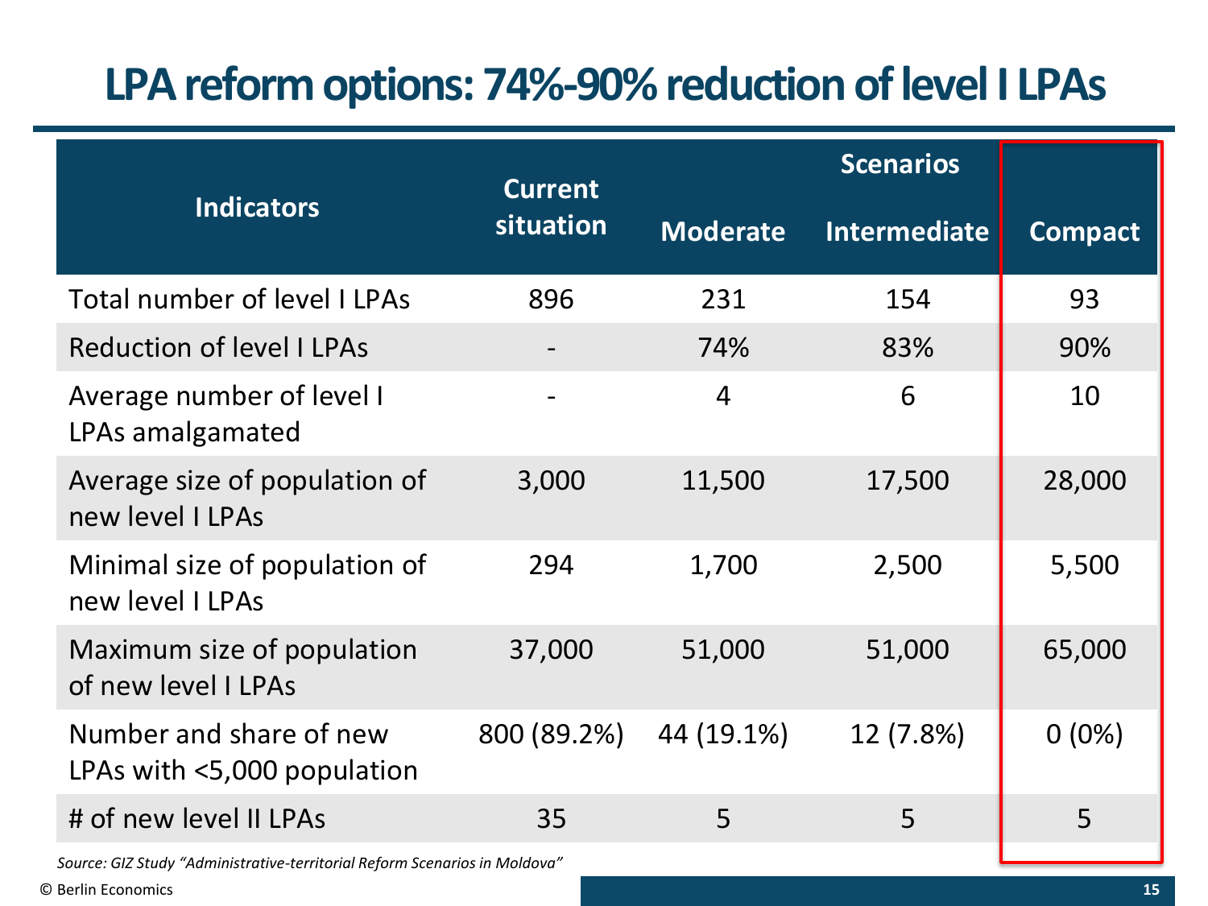# LPA reform options: 74%-90% reduction of level I LPAs

| Indicators | Current situation | Scenarios | | |
|---|---|---|---|---|
| | | Moderate | Intermediate | Compact |
| Total number of level I LPAs | 896 | 231 | 154 | 93 |
| Reduction of level I LPAs | - | 74% | 83% | 90% |
| Average number of level I LPAs amalgamated | - | 4 | 6 | 10 |
| Average size of population of new level I LPAs | 3,000 | 11,500 | 17,500 | 28,000 |
| Minimal size of population of new level I LPAs | 294 | 1,700 | 2,500 | 5,500 |
| Maximum size of population of new level I LPAs | 37,000 | 51,000 | 51,000 | 65,000 |
| Number and share of new LPAs with <5,000 population | 800 (89.2%) | 44 (19.1%) | 12 (7.8%) | 0 (0%) |
| # of new level II LPAs | 35 | 5 | 5 | 5 |

*Source: GIZ Study "Administrative-territorial Reform Scenarios in Moldova"*

© Berlin Economics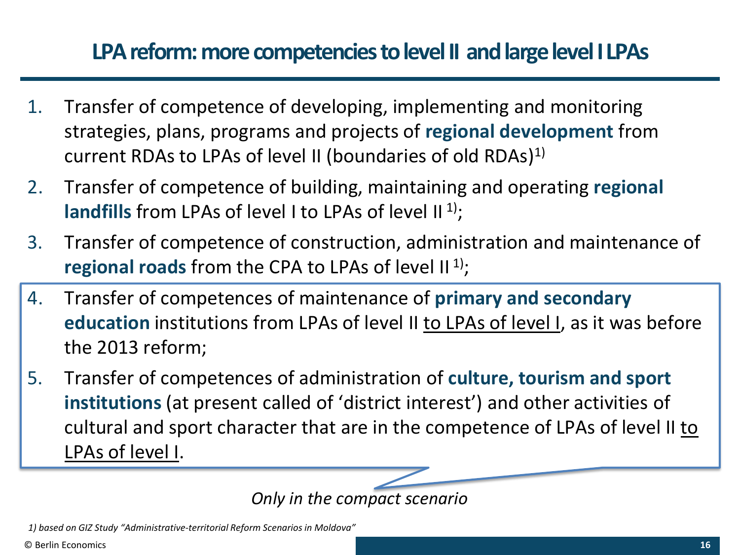# LPA reform: more competencies to level II and large level I LPAs

1. Transfer of competence of developing, implementing and monitoring strategies, plans, programs and projects of **regional development** from current RDAs to LPAs of level II (boundaries of old RDAs)[1)]
2. Transfer of competence of building, maintaining and operating **regional landfills** from LPAs of level I to LPAs of level II [1)];
3. Transfer of competence of construction, administration and maintenance of **regional roads** from the CPA to LPAs of level II [1)];
4. Transfer of competences of maintenance of **primary and secondary education** institutions from LPAs of level II to LPAs of level I, as it was before the 2013 reform;
5. Transfer of competences of administration of **culture, tourism and sport institutions** (at present called of 'district interest') and other activities of cultural and sport character that are in the competence of LPAs of level II to LPAs of level I.

*Only in the compact scenario*

*1) based on GIZ Study "Administrative-territorial Reform Scenarios in Moldova"*

© Berlin Economics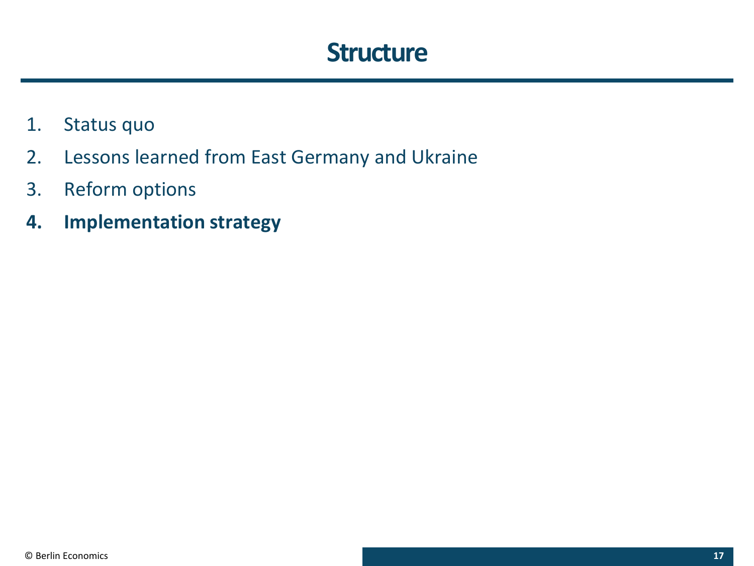# Structure

1. Status quo
2. Lessons learned from East Germany and Ukraine
3. Reform options
4. **Implementation strategy**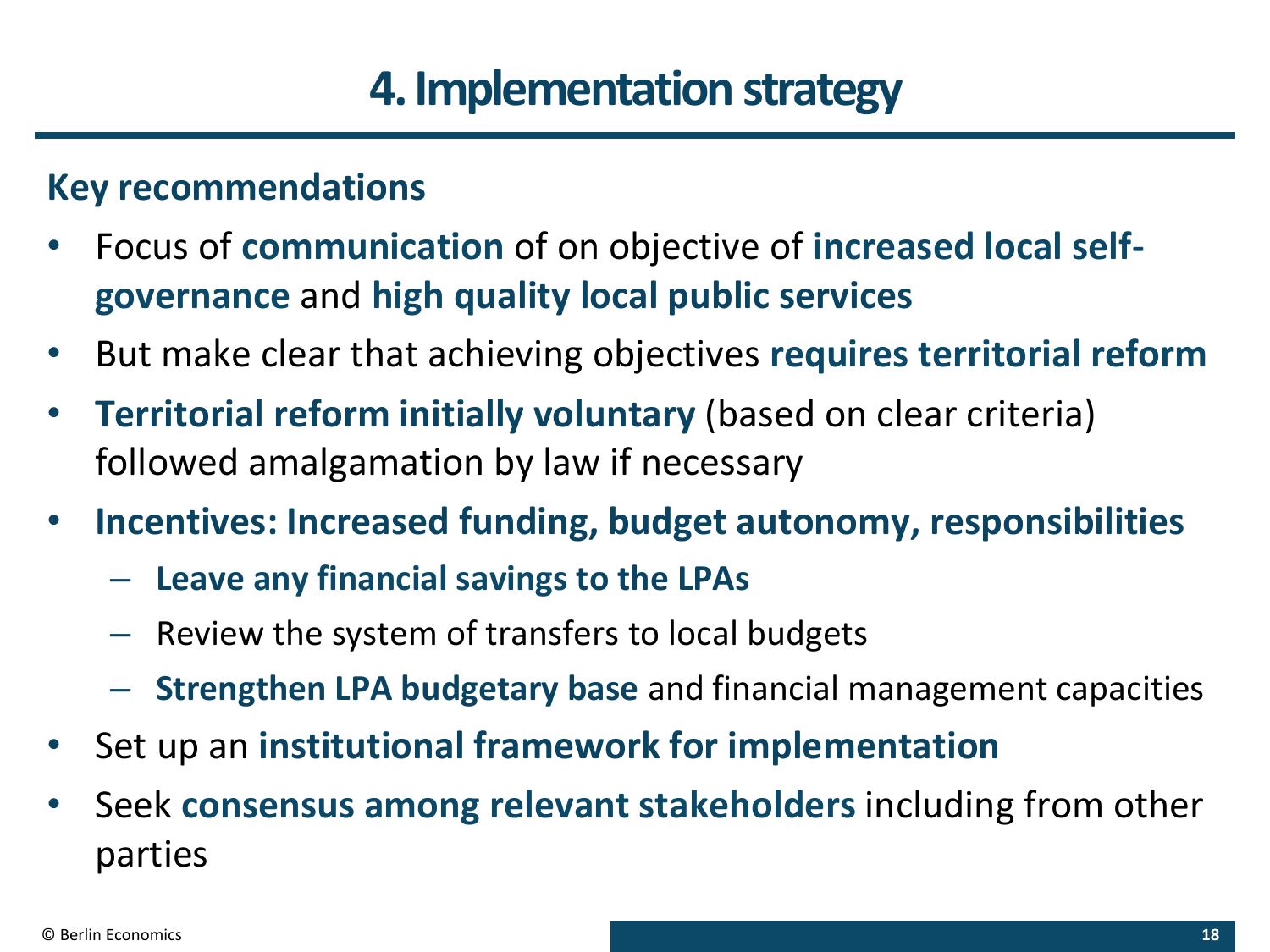# 4. Implementation strategy

**Key recommendations**

- Focus of **communication** of on objective of **increased local self-governance** and **high quality local public services**
- But make clear that achieving objectives **requires territorial reform**
- **Territorial reform initially voluntary** (based on clear criteria) followed amalgamation by law if necessary
- **Incentives: Increased funding, budget autonomy, responsibilities**
  - **Leave any financial savings to the LPAs**
  - Review the system of transfers to local budgets
  - **Strengthen LPA budgetary base** and financial management capacities
- Set up an **institutional framework for implementation**
- Seek **consensus among relevant stakeholders** including from other parties

© Berlin Economics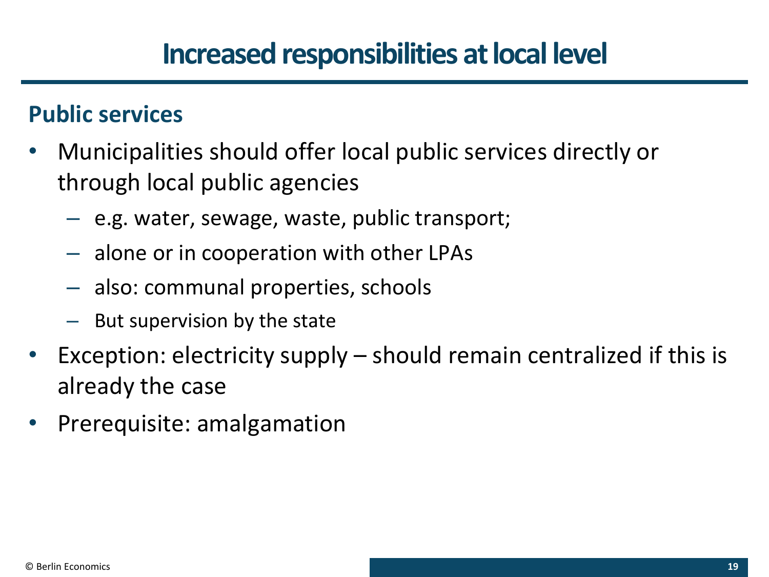# Increased responsibilities at local level

## Public services

- Municipalities should offer local public services directly or through local public agencies
  - e.g. water, sewage, waste, public transport;
  - alone or in cooperation with other LPAs
  - also: communal properties, schools
  - But supervision by the state
- Exception: electricity supply – should remain centralized if this is already the case
- Prerequisite: amalgamation

© Berlin Economics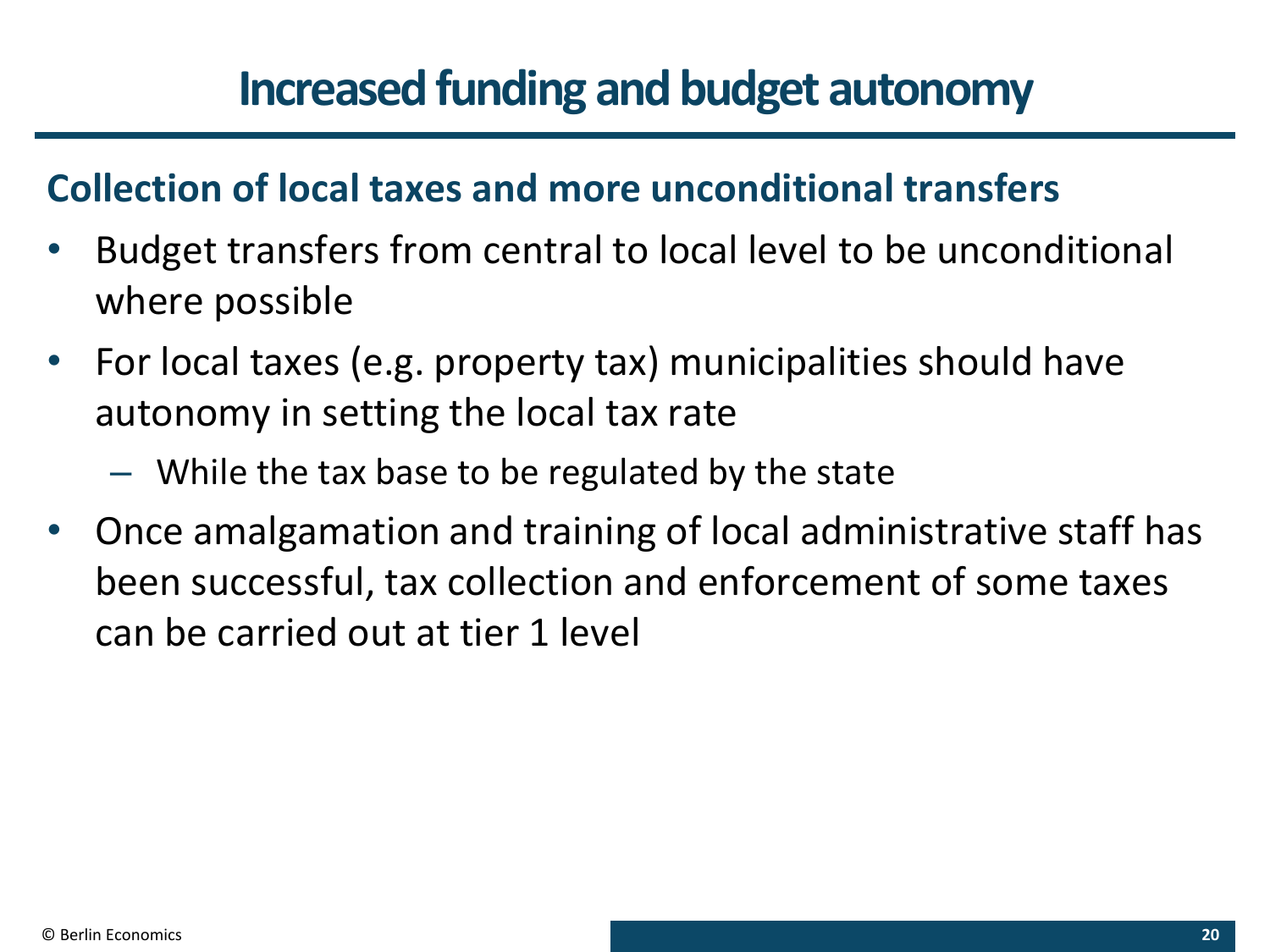# Increased funding and budget autonomy

## Collection of local taxes and more unconditional transfers

- Budget transfers from central to local level to be unconditional where possible
- For local taxes (e.g. property tax) municipalities should have autonomy in setting the local tax rate
  - While the tax base to be regulated by the state
- Once amalgamation and training of local administrative staff has been successful, tax collection and enforcement of some taxes can be carried out at tier 1 level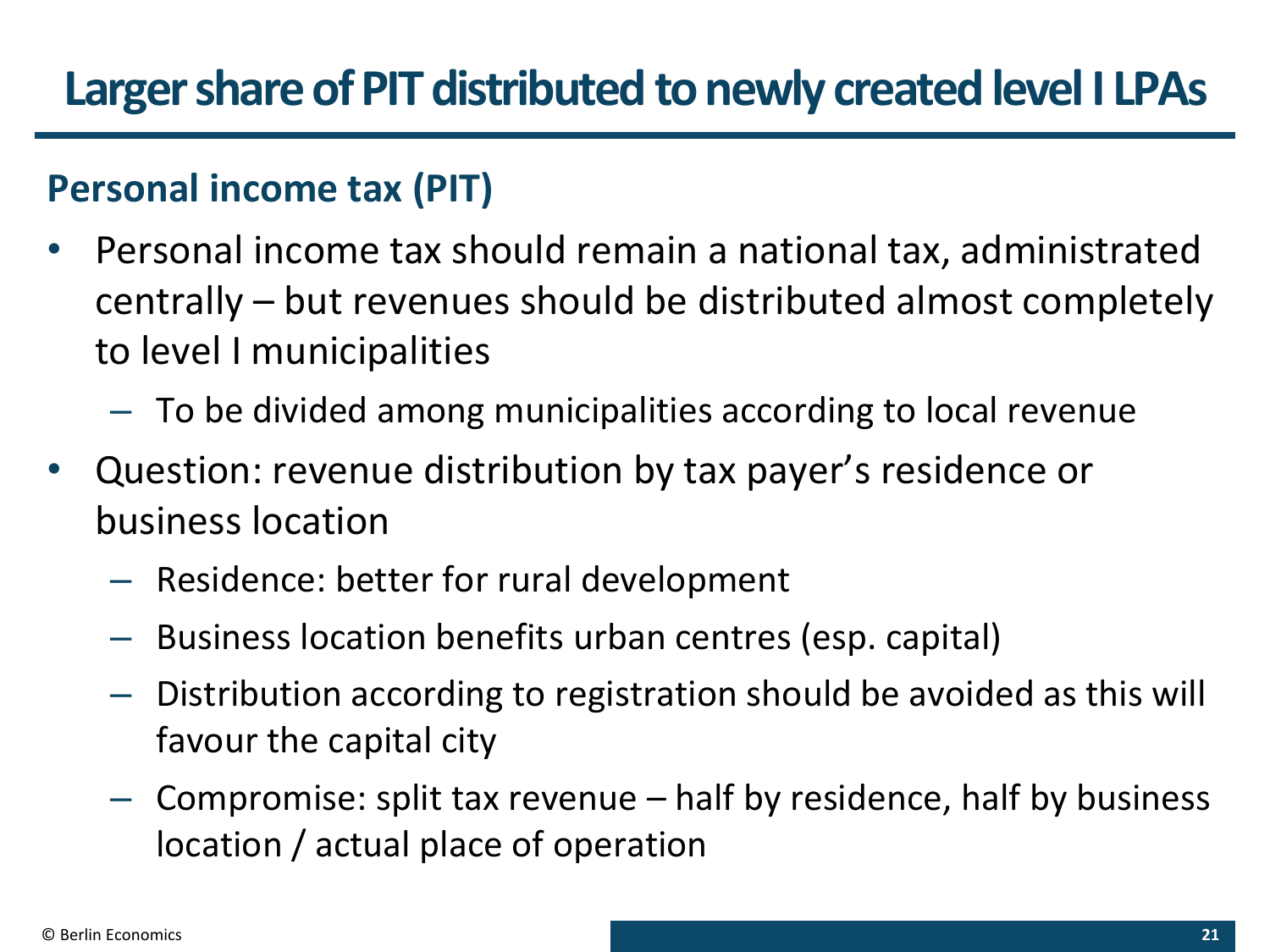# Larger share of PIT distributed to newly created level I LPAs

## Personal income tax (PIT)

- Personal income tax should remain a national tax, administrated centrally – but revenues should be distributed almost completely to level I municipalities
  - To be divided among municipalities according to local revenue
- Question: revenue distribution by tax payer's residence or business location
  - Residence: better for rural development
  - Business location benefits urban centres (esp. capital)
  - Distribution according to registration should be avoided as this will favour the capital city
  - Compromise: split tax revenue – half by residence, half by business location / actual place of operation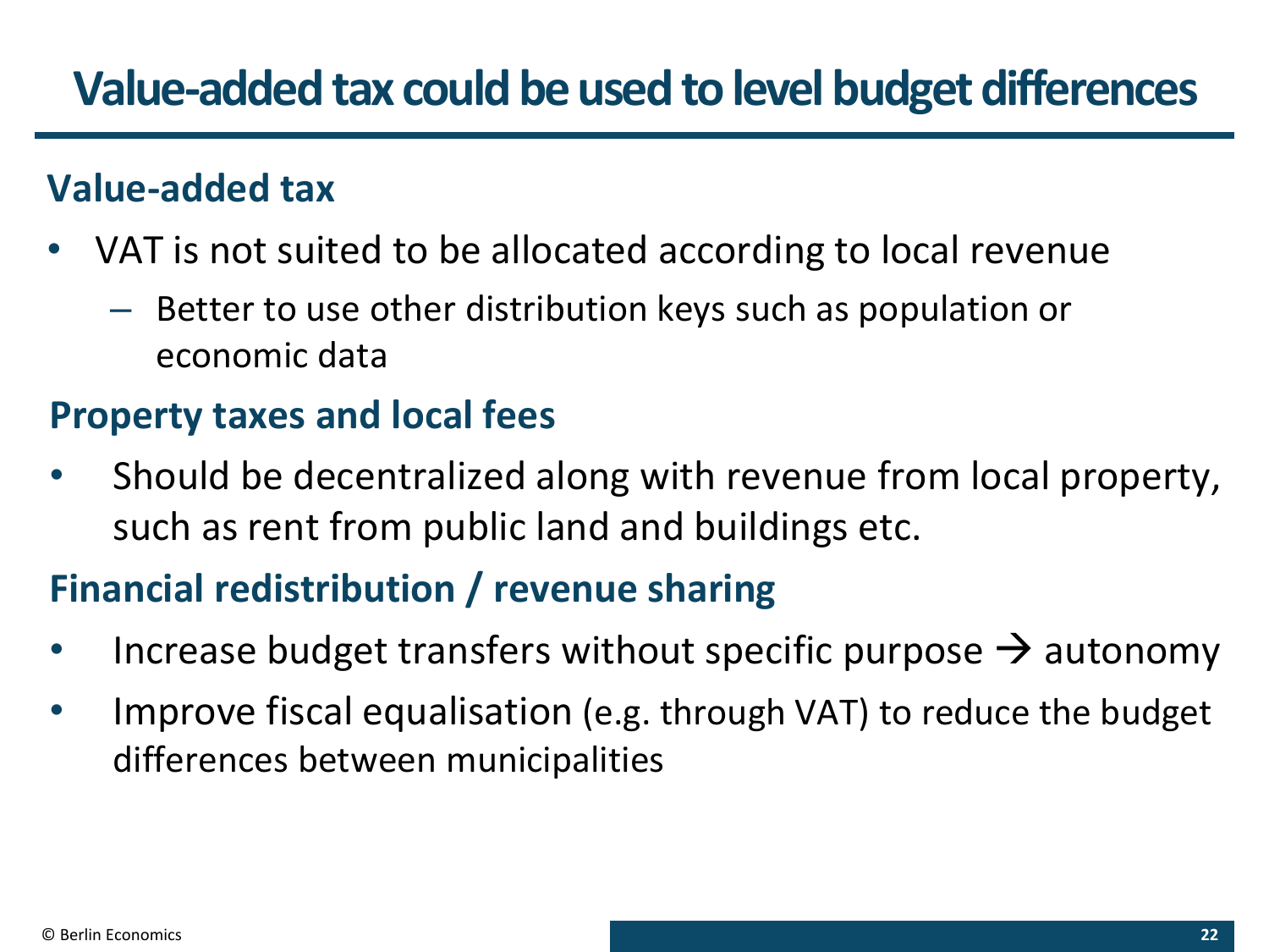# Value-added tax could be used to level budget differences

## Value-added tax

- VAT is not suited to be allocated according to local revenue
  - Better to use other distribution keys such as population or economic data

## Property taxes and local fees

- Should be decentralized along with revenue from local property, such as rent from public land and buildings etc.

## Financial redistribution / revenue sharing

- Increase budget transfers without specific purpose → autonomy
- Improve fiscal equalisation (e.g. through VAT) to reduce the budget differences between municipalities

© Berlin Economics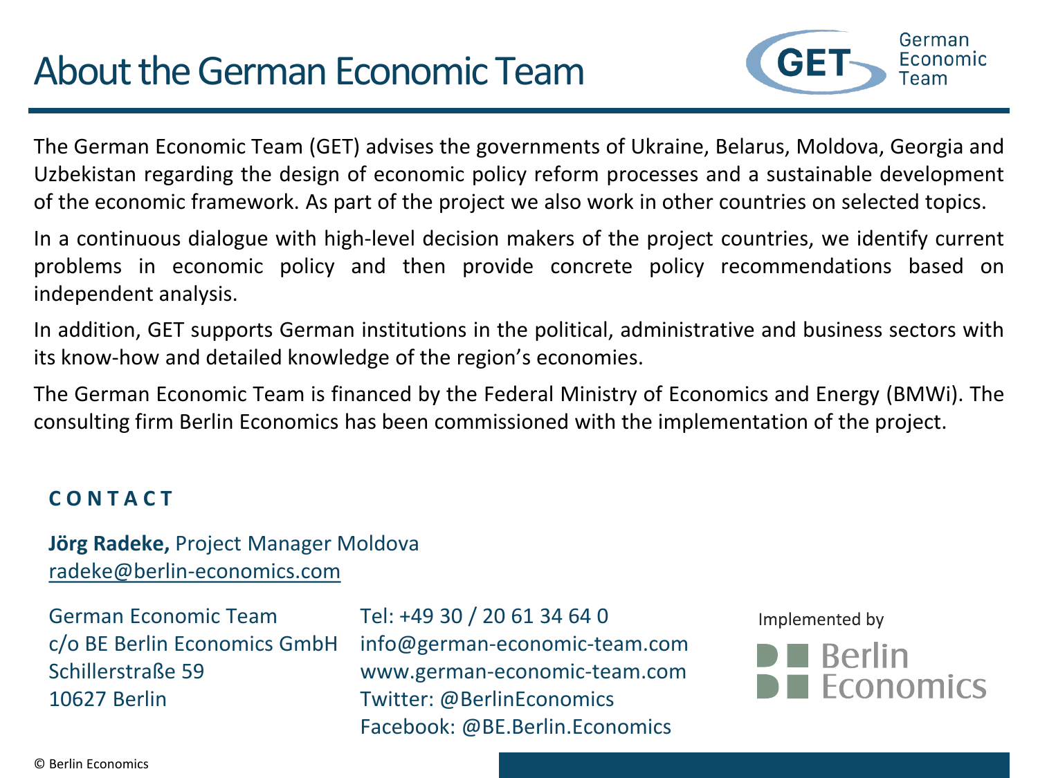# About the German Economic Team

The German Economic Team (GET) advises the governments of Ukraine, Belarus, Moldova, Georgia and Uzbekistan regarding the design of economic policy reform processes and a sustainable development of the economic framework. As part of the project we also work in other countries on selected topics.

In a continuous dialogue with high-level decision makers of the project countries, we identify current problems in economic policy and then provide concrete policy recommendations based on independent analysis.

In addition, GET supports German institutions in the political, administrative and business sectors with its know-how and detailed knowledge of the region's economies.

The German Economic Team is financed by the Federal Ministry of Economics and Energy (BMWi). The consulting firm Berlin Economics has been commissioned with the implementation of the project.

**CONTACT**

**Jörg Radeke,** Project Manager Moldova
radeke@berlin-economics.com

German Economic Team
c/o BE Berlin Economics GmbH
Schillerstraße 59
10627 Berlin

Tel: +49 30 / 20 61 34 64 0
info@german-economic-team.com
www.german-economic-team.com
Twitter: @BerlinEconomics
Facebook: @BE.Berlin.Economics

Implemented by Berlin Economics

© Berlin Economics